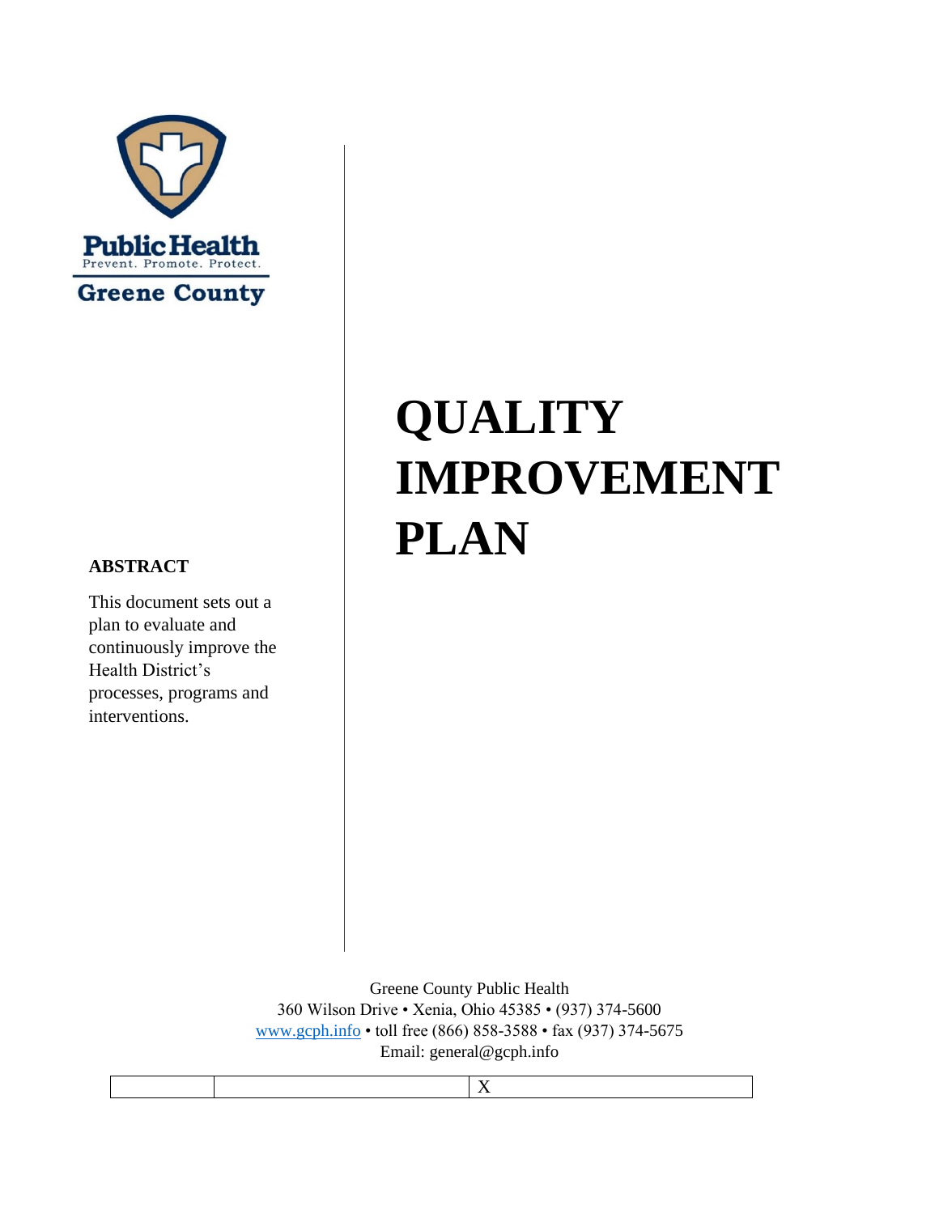Public Health

Prevent. Promote. Protect.

Greene County

# QUALITY IMPROVEMENT PLAN

**ABSTRACT**

This document sets out a plan to evaluate and continuously improve the Health District's processes, programs and interventions.

Greene County Public Health
360 Wilson Drive • Xenia, Ohio 45385 • (937) 374-5600
www.gcph.info • toll free (866) 858-3588 • fax (937) 374-5675
Email: general@gcph.info

| | | X |
|---|---|---|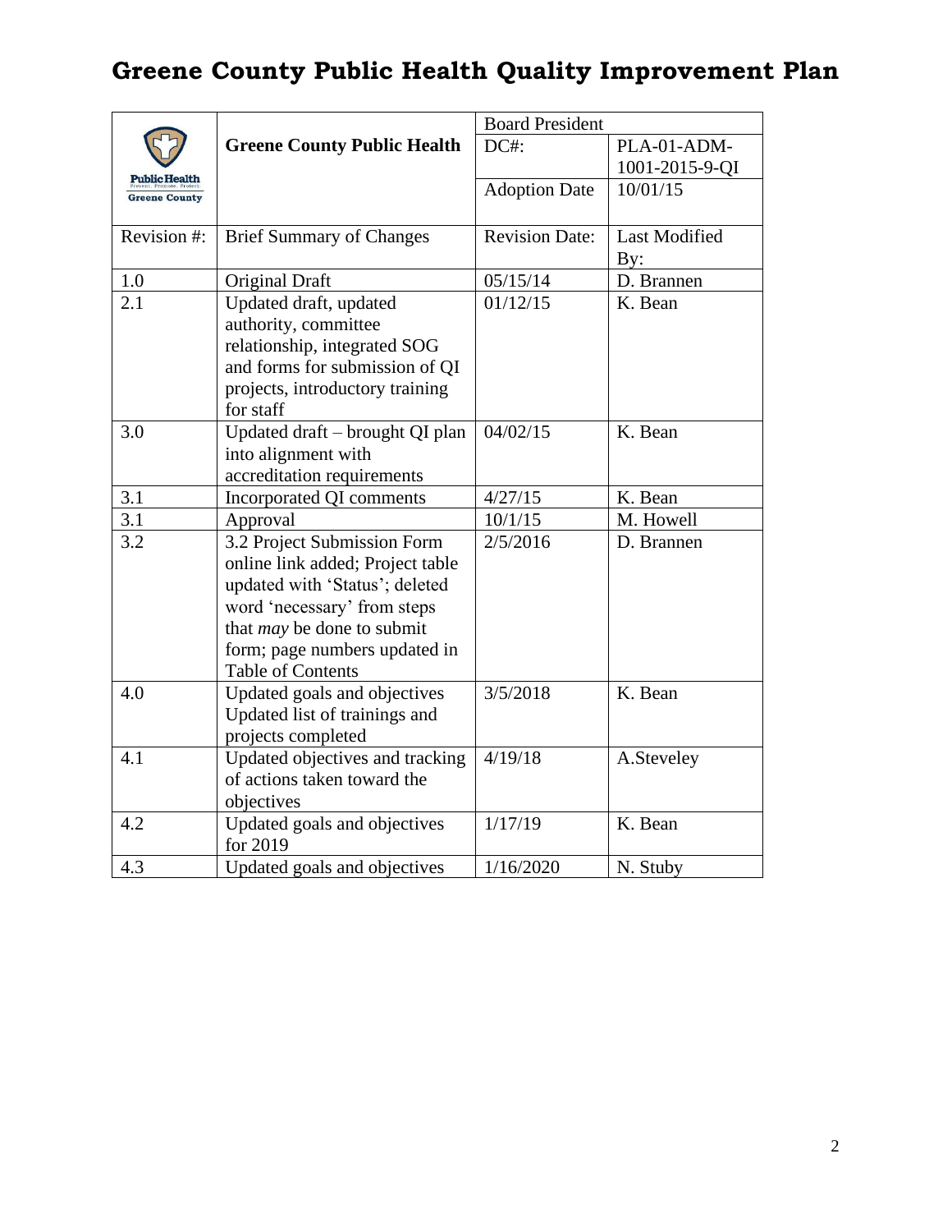# Greene County Public Health Quality Improvement Plan

| Public Health Prevent. Promote. Protect. Greene County | Greene County Public Health | Board President | |
|---|---|---|---|
| | | DC#: | PLA-01-ADM-1001-2015-9-QI |
| | | Adoption Date | 10/01/15 |
| Revision #: | Brief Summary of Changes | Revision Date: | Last Modified By: |
| 1.0 | Original Draft | 05/15/14 | D. Brannen |
| 2.1 | Updated draft, updated authority, committee relationship, integrated SOG and forms for submission of QI projects, introductory training for staff | 01/12/15 | K. Bean |
| 3.0 | Updated draft – brought QI plan into alignment with accreditation requirements | 04/02/15 | K. Bean |
| 3.1 | Incorporated QI comments | 4/27/15 | K. Bean |
| 3.1 | Approval | 10/1/15 | M. Howell |
| 3.2 | 3.2 Project Submission Form online link added; Project table updated with 'Status'; deleted word 'necessary' from steps that *may* be done to submit form; page numbers updated in Table of Contents | 2/5/2016 | D. Brannen |
| 4.0 | Updated goals and objectives Updated list of trainings and projects completed | 3/5/2018 | K. Bean |
| 4.1 | Updated objectives and tracking of actions taken toward the objectives | 4/19/18 | A.Steveley |
| 4.2 | Updated goals and objectives for 2019 | 1/17/19 | K. Bean |
| 4.3 | Updated goals and objectives | 1/16/2020 | N. Stuby |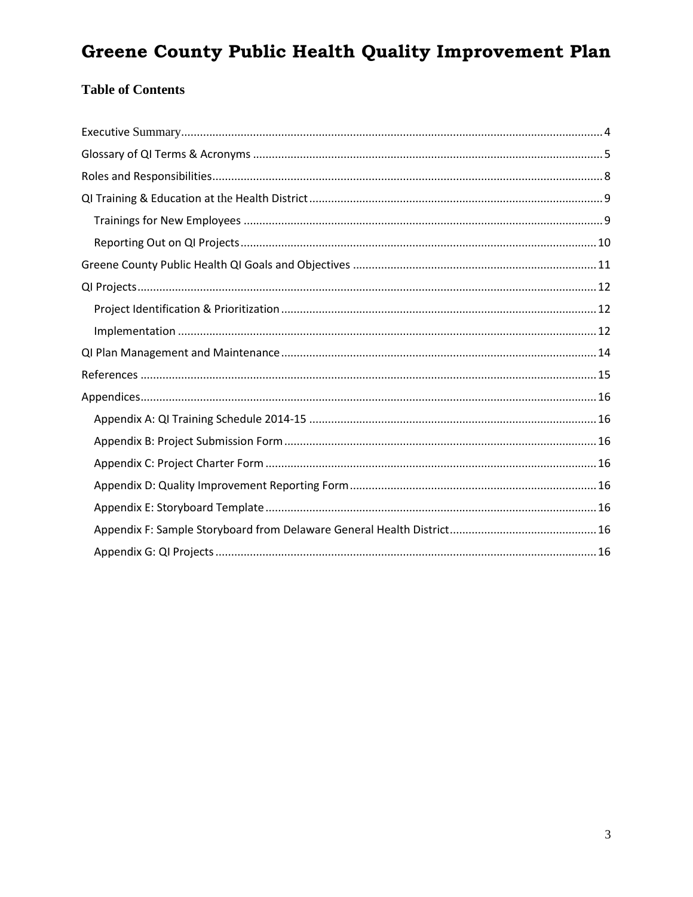# Greene County Public Health Quality Improvement Plan

## Table of Contents

Executive Summary ..... 4
Glossary of QI Terms & Acronyms ..... 5
Roles and Responsibilities ..... 8
QI Training & Education at the Health District ..... 9
- Trainings for New Employees ..... 9
- Reporting Out on QI Projects ..... 10

Greene County Public Health QI Goals and Objectives ..... 11
QI Projects ..... 12
- Project Identification & Prioritization ..... 12
- Implementation ..... 12

QI Plan Management and Maintenance ..... 14
References ..... 15
Appendices ..... 16
- Appendix A: QI Training Schedule 2014-15 ..... 16
- Appendix B: Project Submission Form ..... 16
- Appendix C: Project Charter Form ..... 16
- Appendix D: Quality Improvement Reporting Form ..... 16
- Appendix E: Storyboard Template ..... 16
- Appendix F: Sample Storyboard from Delaware General Health District ..... 16
- Appendix G: QI Projects ..... 16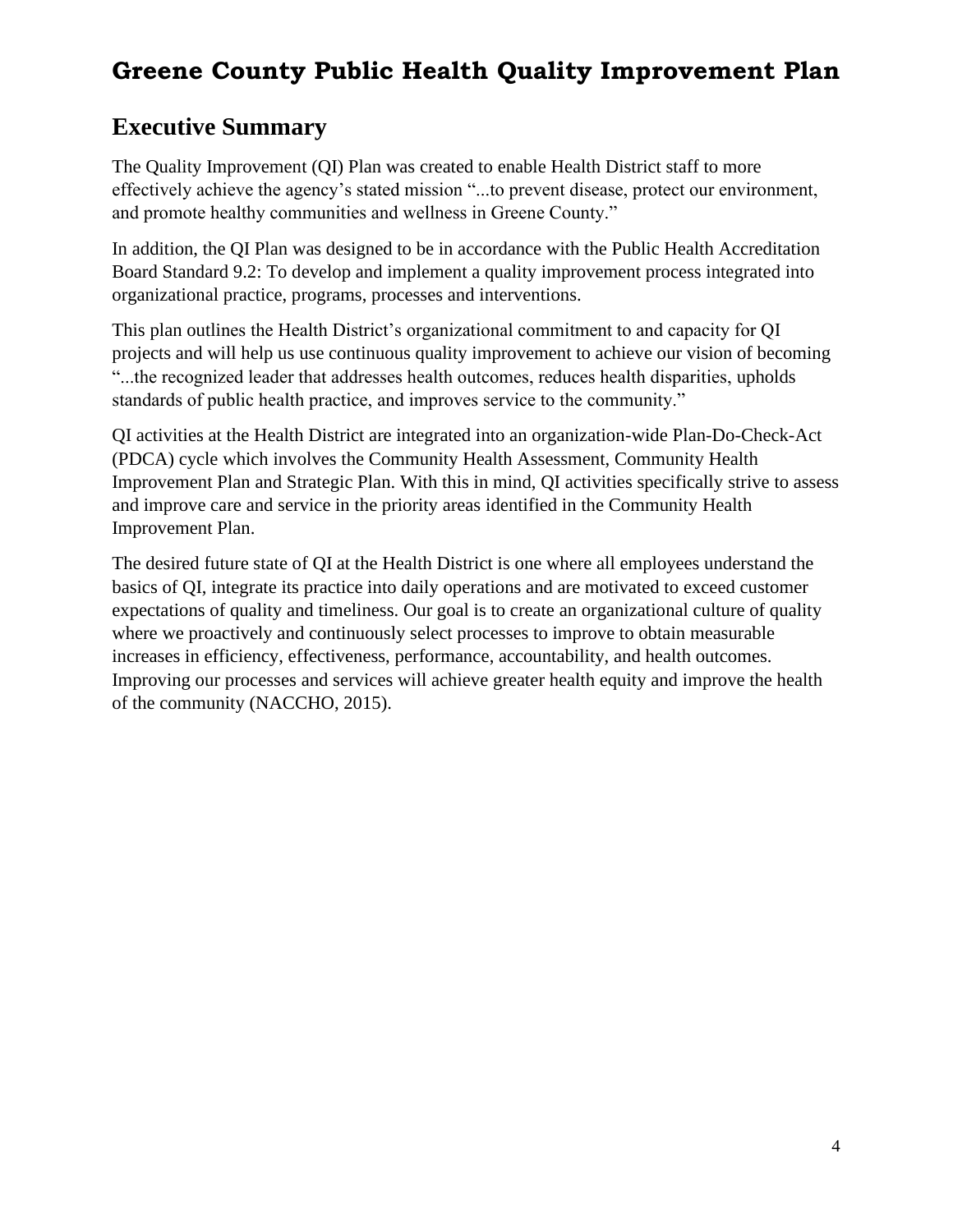# Greene County Public Health Quality Improvement Plan

## Executive Summary

The Quality Improvement (QI) Plan was created to enable Health District staff to more effectively achieve the agency's stated mission "...to prevent disease, protect our environment, and promote healthy communities and wellness in Greene County."

In addition, the QI Plan was designed to be in accordance with the Public Health Accreditation Board Standard 9.2: To develop and implement a quality improvement process integrated into organizational practice, programs, processes and interventions.

This plan outlines the Health District's organizational commitment to and capacity for QI projects and will help us use continuous quality improvement to achieve our vision of becoming "...the recognized leader that addresses health outcomes, reduces health disparities, upholds standards of public health practice, and improves service to the community."

QI activities at the Health District are integrated into an organization-wide Plan-Do-Check-Act (PDCA) cycle which involves the Community Health Assessment, Community Health Improvement Plan and Strategic Plan. With this in mind, QI activities specifically strive to assess and improve care and service in the priority areas identified in the Community Health Improvement Plan.

The desired future state of QI at the Health District is one where all employees understand the basics of QI, integrate its practice into daily operations and are motivated to exceed customer expectations of quality and timeliness. Our goal is to create an organizational culture of quality where we proactively and continuously select processes to improve to obtain measurable increases in efficiency, effectiveness, performance, accountability, and health outcomes. Improving our processes and services will achieve greater health equity and improve the health of the community (NACCHO, 2015).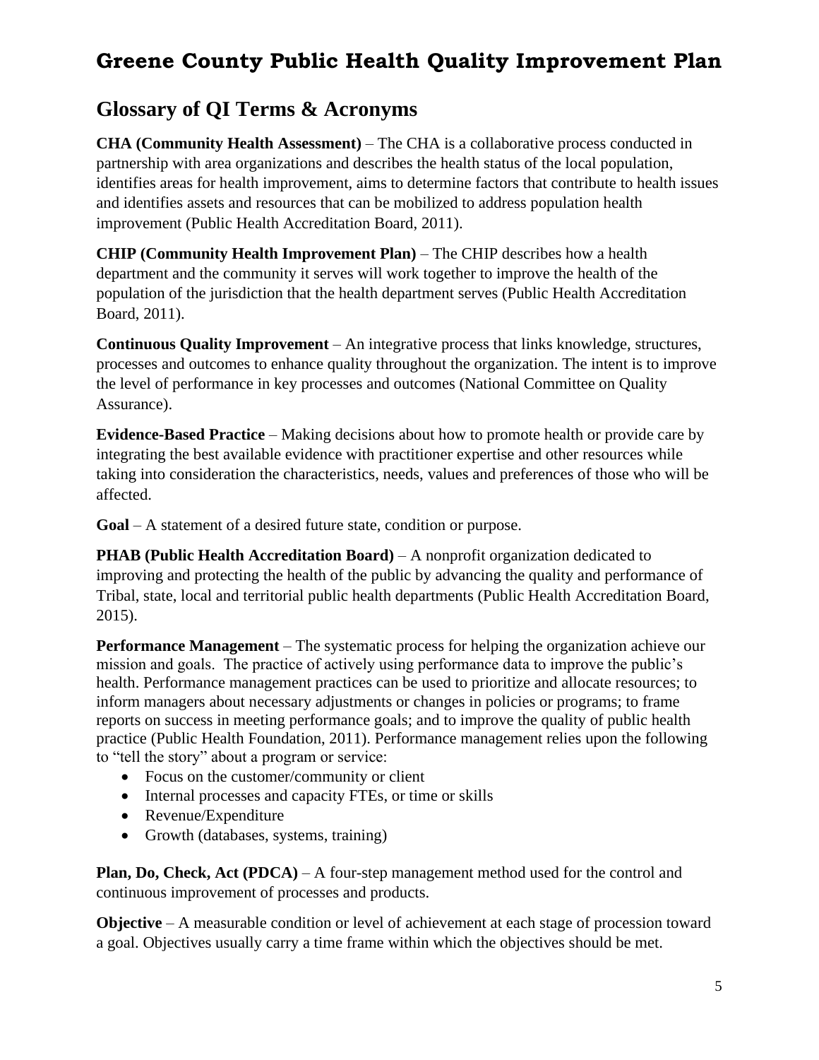# Greene County Public Health Quality Improvement Plan

## Glossary of QI Terms & Acronyms

**CHA (Community Health Assessment)** – The CHA is a collaborative process conducted in partnership with area organizations and describes the health status of the local population, identifies areas for health improvement, aims to determine factors that contribute to health issues and identifies assets and resources that can be mobilized to address population health improvement (Public Health Accreditation Board, 2011).

**CHIP (Community Health Improvement Plan)** – The CHIP describes how a health department and the community it serves will work together to improve the health of the population of the jurisdiction that the health department serves (Public Health Accreditation Board, 2011).

**Continuous Quality Improvement** – An integrative process that links knowledge, structures, processes and outcomes to enhance quality throughout the organization. The intent is to improve the level of performance in key processes and outcomes (National Committee on Quality Assurance).

**Evidence-Based Practice** – Making decisions about how to promote health or provide care by integrating the best available evidence with practitioner expertise and other resources while taking into consideration the characteristics, needs, values and preferences of those who will be affected.

**Goal** – A statement of a desired future state, condition or purpose.

**PHAB (Public Health Accreditation Board)** – A nonprofit organization dedicated to improving and protecting the health of the public by advancing the quality and performance of Tribal, state, local and territorial public health departments (Public Health Accreditation Board, 2015).

**Performance Management** – The systematic process for helping the organization achieve our mission and goals. The practice of actively using performance data to improve the public's health. Performance management practices can be used to prioritize and allocate resources; to inform managers about necessary adjustments or changes in policies or programs; to frame reports on success in meeting performance goals; and to improve the quality of public health practice (Public Health Foundation, 2011). Performance management relies upon the following to "tell the story" about a program or service:

- Focus on the customer/community or client
- Internal processes and capacity FTEs, or time or skills
- Revenue/Expenditure
- Growth (databases, systems, training)

**Plan, Do, Check, Act (PDCA)** – A four-step management method used for the control and continuous improvement of processes and products.

**Objective** – A measurable condition or level of achievement at each stage of procession toward a goal. Objectives usually carry a time frame within which the objectives should be met.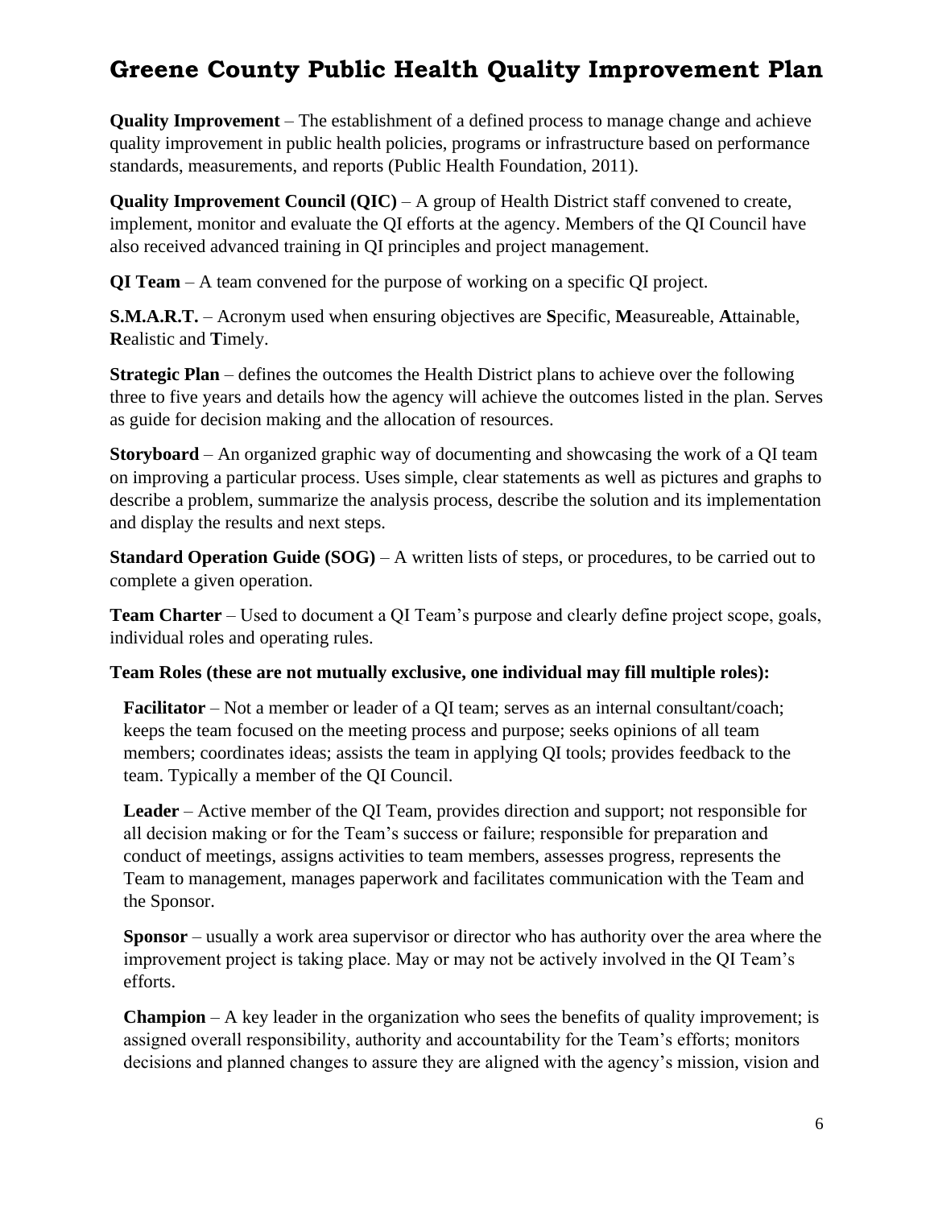**Quality Improvement** – The establishment of a defined process to manage change and achieve quality improvement in public health policies, programs or infrastructure based on performance standards, measurements, and reports (Public Health Foundation, 2011).

**Quality Improvement Council (QIC)** – A group of Health District staff convened to create, implement, monitor and evaluate the QI efforts at the agency. Members of the QI Council have also received advanced training in QI principles and project management.

**QI Team** – A team convened for the purpose of working on a specific QI project.

**S.M.A.R.T.** – Acronym used when ensuring objectives are **S**pecific, **M**easureable, **A**ttainable, **R**ealistic and **T**imely.

**Strategic Plan** – defines the outcomes the Health District plans to achieve over the following three to five years and details how the agency will achieve the outcomes listed in the plan. Serves as guide for decision making and the allocation of resources.

**Storyboard** – An organized graphic way of documenting and showcasing the work of a QI team on improving a particular process. Uses simple, clear statements as well as pictures and graphs to describe a problem, summarize the analysis process, describe the solution and its implementation and display the results and next steps.

**Standard Operation Guide (SOG)** – A written lists of steps, or procedures, to be carried out to complete a given operation.

**Team Charter** – Used to document a QI Team's purpose and clearly define project scope, goals, individual roles and operating rules.

**Team Roles (these are not mutually exclusive, one individual may fill multiple roles):**

**Facilitator** – Not a member or leader of a QI team; serves as an internal consultant/coach; keeps the team focused on the meeting process and purpose; seeks opinions of all team members; coordinates ideas; assists the team in applying QI tools; provides feedback to the team. Typically a member of the QI Council.

**Leader** – Active member of the QI Team, provides direction and support; not responsible for all decision making or for the Team's success or failure; responsible for preparation and conduct of meetings, assigns activities to team members, assesses progress, represents the Team to management, manages paperwork and facilitates communication with the Team and the Sponsor.

**Sponsor** – usually a work area supervisor or director who has authority over the area where the improvement project is taking place. May or may not be actively involved in the QI Team's efforts.

**Champion** – A key leader in the organization who sees the benefits of quality improvement; is assigned overall responsibility, authority and accountability for the Team's efforts; monitors decisions and planned changes to assure they are aligned with the agency's mission, vision and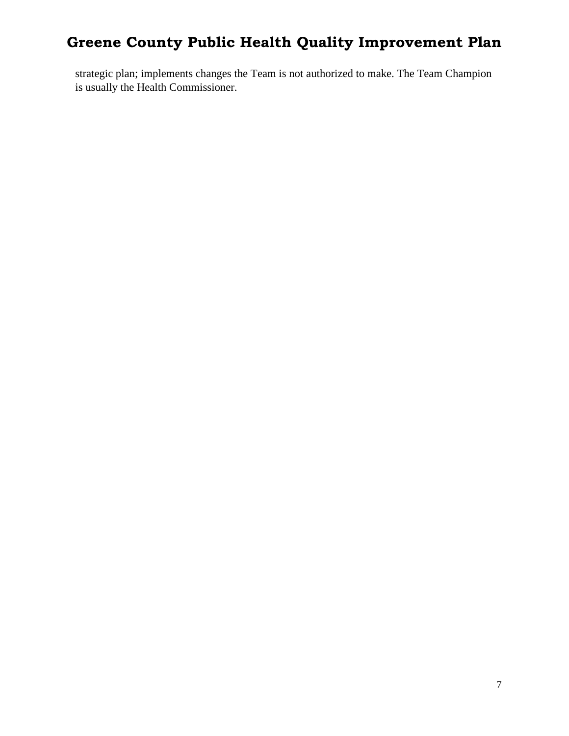strategic plan; implements changes the Team is not authorized to make. The Team Champion is usually the Health Commissioner.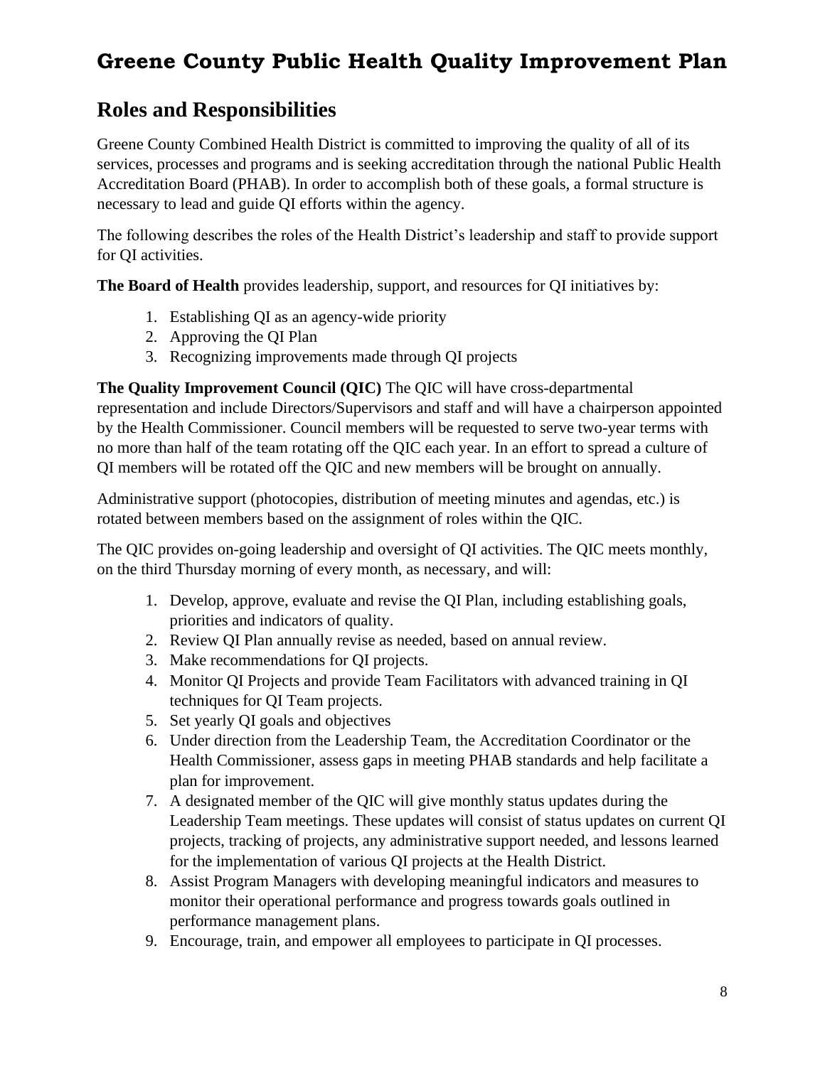# Greene County Public Health Quality Improvement Plan

## Roles and Responsibilities

Greene County Combined Health District is committed to improving the quality of all of its services, processes and programs and is seeking accreditation through the national Public Health Accreditation Board (PHAB). In order to accomplish both of these goals, a formal structure is necessary to lead and guide QI efforts within the agency.

The following describes the roles of the Health District's leadership and staff to provide support for QI activities.

**The Board of Health** provides leadership, support, and resources for QI initiatives by:

1. Establishing QI as an agency-wide priority
2. Approving the QI Plan
3. Recognizing improvements made through QI projects

**The Quality Improvement Council (QIC)** The QIC will have cross-departmental representation and include Directors/Supervisors and staff and will have a chairperson appointed by the Health Commissioner. Council members will be requested to serve two-year terms with no more than half of the team rotating off the QIC each year. In an effort to spread a culture of QI members will be rotated off the QIC and new members will be brought on annually.

Administrative support (photocopies, distribution of meeting minutes and agendas, etc.) is rotated between members based on the assignment of roles within the QIC.

The QIC provides on-going leadership and oversight of QI activities. The QIC meets monthly, on the third Thursday morning of every month, as necessary, and will:

1. Develop, approve, evaluate and revise the QI Plan, including establishing goals, priorities and indicators of quality.
2. Review QI Plan annually revise as needed, based on annual review.
3. Make recommendations for QI projects.
4. Monitor QI Projects and provide Team Facilitators with advanced training in QI techniques for QI Team projects.
5. Set yearly QI goals and objectives
6. Under direction from the Leadership Team, the Accreditation Coordinator or the Health Commissioner, assess gaps in meeting PHAB standards and help facilitate a plan for improvement.
7. A designated member of the QIC will give monthly status updates during the Leadership Team meetings. These updates will consist of status updates on current QI projects, tracking of projects, any administrative support needed, and lessons learned for the implementation of various QI projects at the Health District.
8. Assist Program Managers with developing meaningful indicators and measures to monitor their operational performance and progress towards goals outlined in performance management plans.
9. Encourage, train, and empower all employees to participate in QI processes.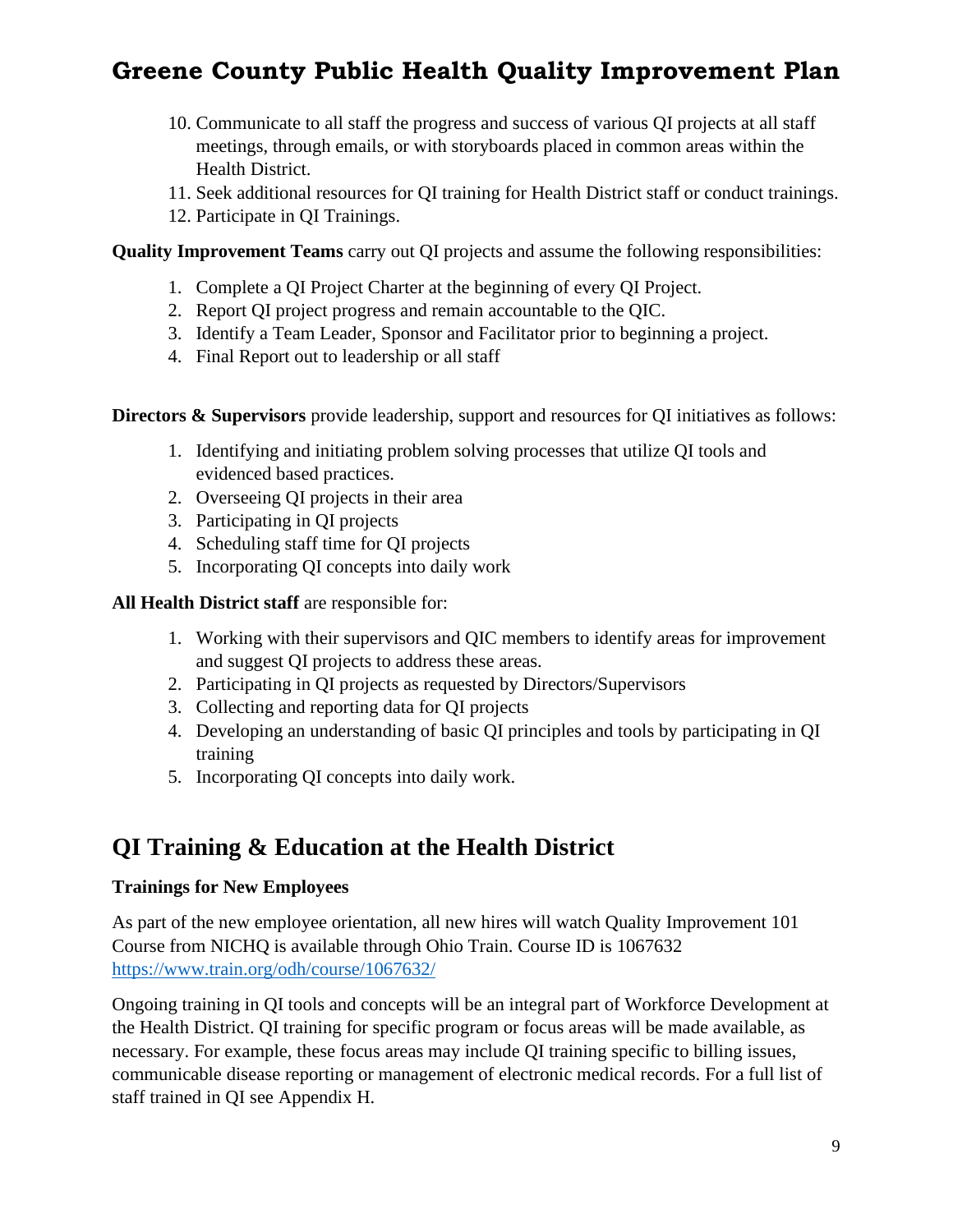10. Communicate to all staff the progress and success of various QI projects at all staff meetings, through emails, or with storyboards placed in common areas within the Health District.
11. Seek additional resources for QI training for Health District staff or conduct trainings.
12. Participate in QI Trainings.

**Quality Improvement Teams** carry out QI projects and assume the following responsibilities:

1. Complete a QI Project Charter at the beginning of every QI Project.
2. Report QI project progress and remain accountable to the QIC.
3. Identify a Team Leader, Sponsor and Facilitator prior to beginning a project.
4. Final Report out to leadership or all staff

**Directors & Supervisors** provide leadership, support and resources for QI initiatives as follows:

1. Identifying and initiating problem solving processes that utilize QI tools and evidenced based practices.
2. Overseeing QI projects in their area
3. Participating in QI projects
4. Scheduling staff time for QI projects
5. Incorporating QI concepts into daily work

**All Health District staff** are responsible for:

1. Working with their supervisors and QIC members to identify areas for improvement and suggest QI projects to address these areas.
2. Participating in QI projects as requested by Directors/Supervisors
3. Collecting and reporting data for QI projects
4. Developing an understanding of basic QI principles and tools by participating in QI training
5. Incorporating QI concepts into daily work.

## QI Training & Education at the Health District

**Trainings for New Employees**

As part of the new employee orientation, all new hires will watch Quality Improvement 101 Course from NICHQ is available through Ohio Train. Course ID is 1067632 https://www.train.org/odh/course/1067632/

Ongoing training in QI tools and concepts will be an integral part of Workforce Development at the Health District. QI training for specific program or focus areas will be made available, as necessary. For example, these focus areas may include QI training specific to billing issues, communicable disease reporting or management of electronic medical records. For a full list of staff trained in QI see Appendix H.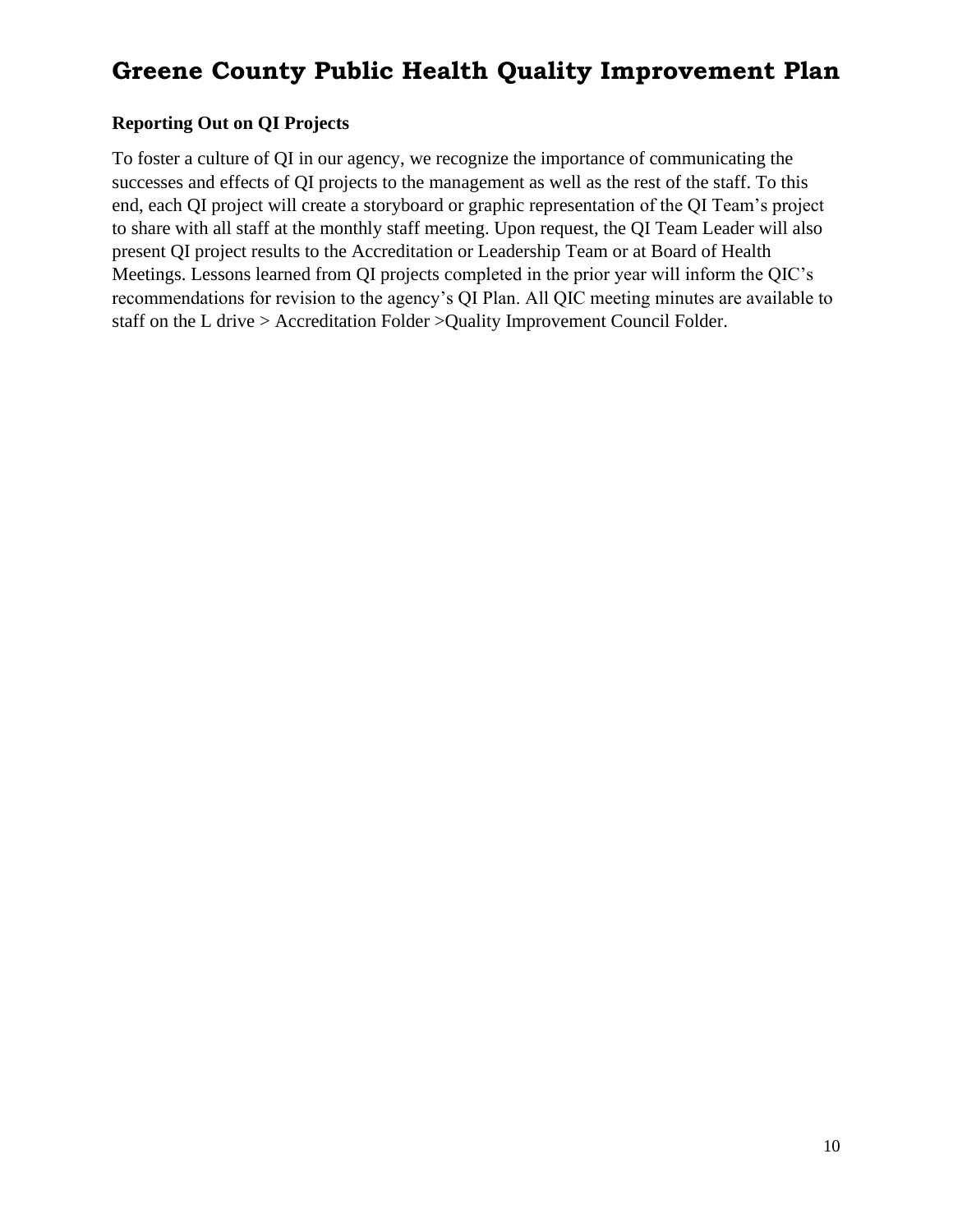## Reporting Out on QI Projects

To foster a culture of QI in our agency, we recognize the importance of communicating the successes and effects of QI projects to the management as well as the rest of the staff. To this end, each QI project will create a storyboard or graphic representation of the QI Team's project to share with all staff at the monthly staff meeting. Upon request, the QI Team Leader will also present QI project results to the Accreditation or Leadership Team or at Board of Health Meetings. Lessons learned from QI projects completed in the prior year will inform the QIC's recommendations for revision to the agency's QI Plan. All QIC meeting minutes are available to staff on the L drive > Accreditation Folder >Quality Improvement Council Folder.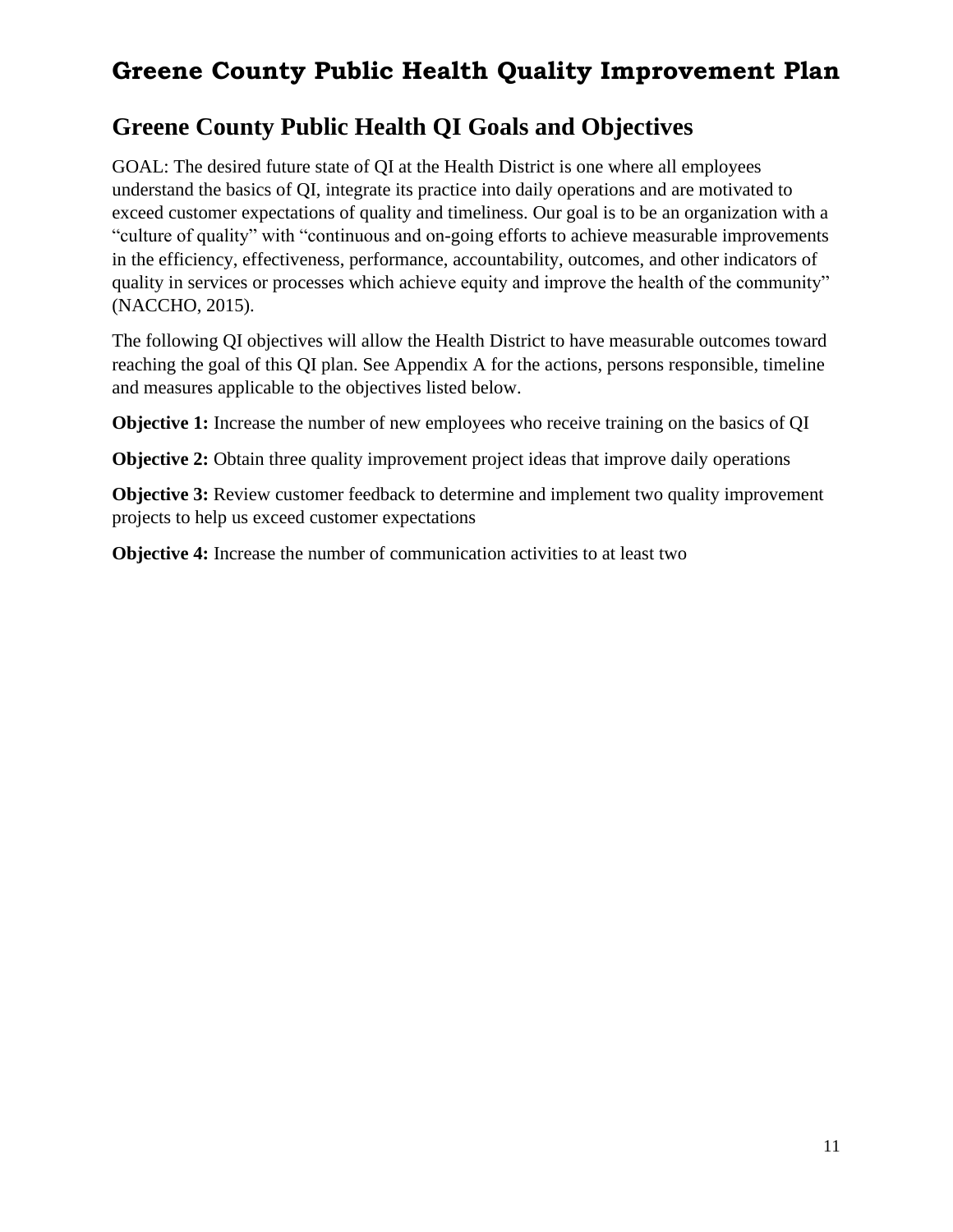# Greene County Public Health Quality Improvement Plan

## Greene County Public Health QI Goals and Objectives

GOAL: The desired future state of QI at the Health District is one where all employees understand the basics of QI, integrate its practice into daily operations and are motivated to exceed customer expectations of quality and timeliness. Our goal is to be an organization with a "culture of quality" with "continuous and on-going efforts to achieve measurable improvements in the efficiency, effectiveness, performance, accountability, outcomes, and other indicators of quality in services or processes which achieve equity and improve the health of the community" (NACCHO, 2015).

The following QI objectives will allow the Health District to have measurable outcomes toward reaching the goal of this QI plan. See Appendix A for the actions, persons responsible, timeline and measures applicable to the objectives listed below.

**Objective 1:** Increase the number of new employees who receive training on the basics of QI

**Objective 2:** Obtain three quality improvement project ideas that improve daily operations

**Objective 3:** Review customer feedback to determine and implement two quality improvement projects to help us exceed customer expectations

**Objective 4:** Increase the number of communication activities to at least two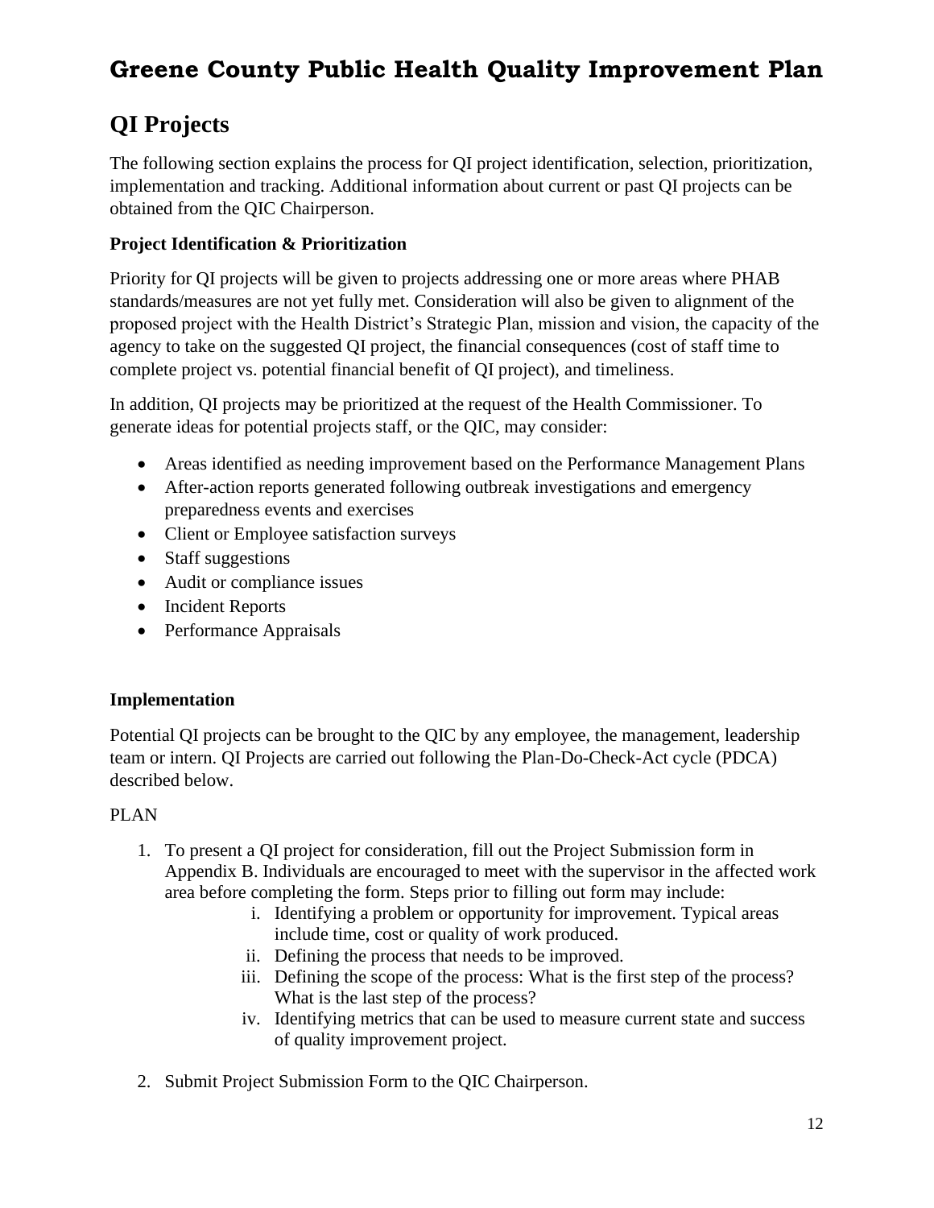# Greene County Public Health Quality Improvement Plan

## QI Projects

The following section explains the process for QI project identification, selection, prioritization, implementation and tracking. Additional information about current or past QI projects can be obtained from the QIC Chairperson.

### Project Identification & Prioritization

Priority for QI projects will be given to projects addressing one or more areas where PHAB standards/measures are not yet fully met. Consideration will also be given to alignment of the proposed project with the Health District's Strategic Plan, mission and vision, the capacity of the agency to take on the suggested QI project, the financial consequences (cost of staff time to complete project vs. potential financial benefit of QI project), and timeliness.

In addition, QI projects may be prioritized at the request of the Health Commissioner. To generate ideas for potential projects staff, or the QIC, may consider:

- Areas identified as needing improvement based on the Performance Management Plans
- After-action reports generated following outbreak investigations and emergency preparedness events and exercises
- Client or Employee satisfaction surveys
- Staff suggestions
- Audit or compliance issues
- Incident Reports
- Performance Appraisals

### Implementation

Potential QI projects can be brought to the QIC by any employee, the management, leadership team or intern. QI Projects are carried out following the Plan-Do-Check-Act cycle (PDCA) described below.

PLAN

1. To present a QI project for consideration, fill out the Project Submission form in Appendix B. Individuals are encouraged to meet with the supervisor in the affected work area before completing the form. Steps prior to filling out form may include:
   i. Identifying a problem or opportunity for improvement. Typical areas include time, cost or quality of work produced.
   ii. Defining the process that needs to be improved.
   iii. Defining the scope of the process: What is the first step of the process? What is the last step of the process?
   iv. Identifying metrics that can be used to measure current state and success of quality improvement project.
2. Submit Project Submission Form to the QIC Chairperson.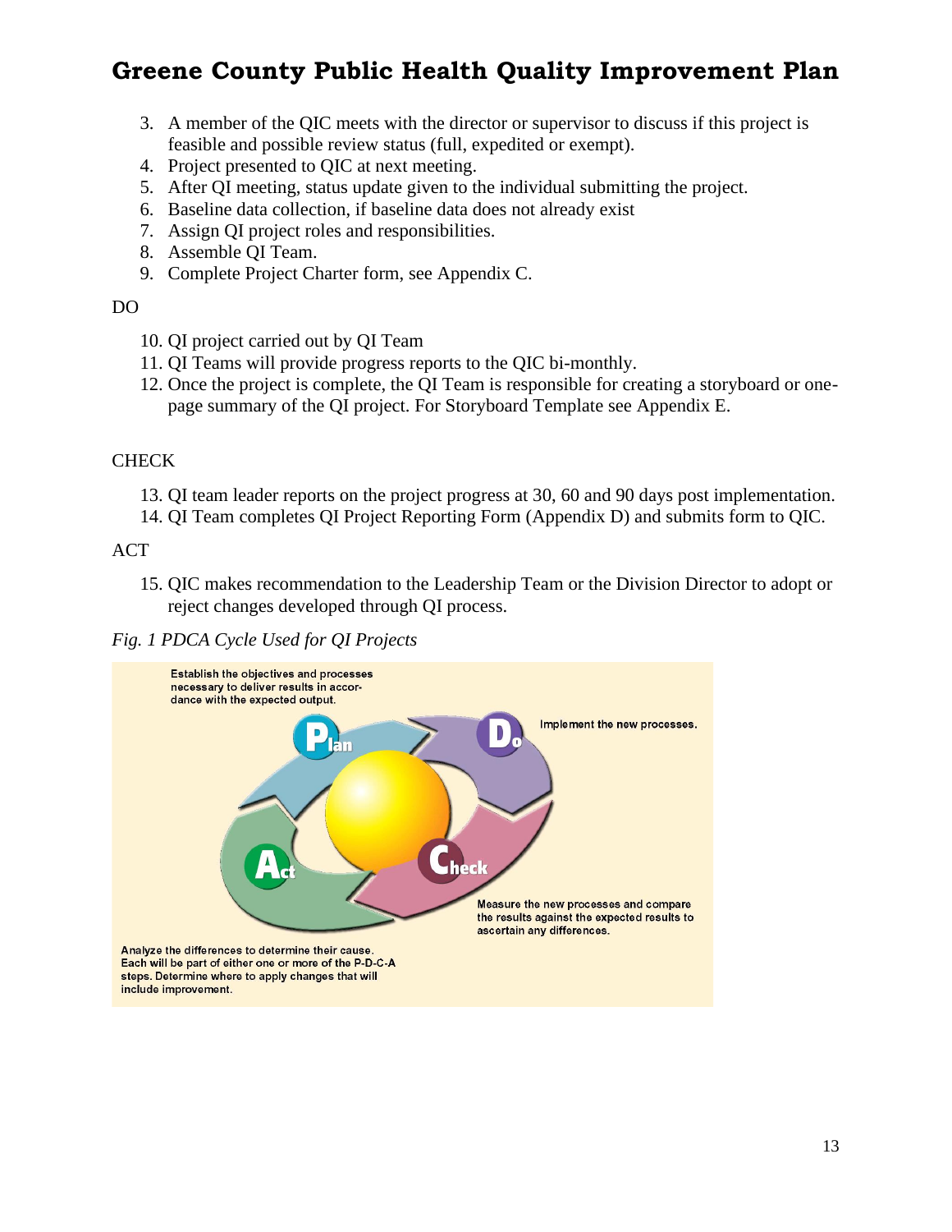3. A member of the QIC meets with the director or supervisor to discuss if this project is feasible and possible review status (full, expedited or exempt).
4. Project presented to QIC at next meeting.
5. After QI meeting, status update given to the individual submitting the project.
6. Baseline data collection, if baseline data does not already exist
7. Assign QI project roles and responsibilities.
8. Assemble QI Team.
9. Complete Project Charter form, see Appendix C.

DO

10. QI project carried out by QI Team
11. QI Teams will provide progress reports to the QIC bi-monthly.
12. Once the project is complete, the QI Team is responsible for creating a storyboard or one-page summary of the QI project. For Storyboard Template see Appendix E.

CHECK

13. QI team leader reports on the project progress at 30, 60 and 90 days post implementation.
14. QI Team completes QI Project Reporting Form (Appendix D) and submits form to QIC.

ACT

15. QIC makes recommendation to the Leadership Team or the Division Director to adopt or reject changes developed through QI process.

*Fig. 1 PDCA Cycle Used for QI Projects*

Establish the objectives and processes necessary to deliver results in accordance with the expected output.

Plan

Do

Implement the new processes.

Check

Measure the new processes and compare the results against the expected results to ascertain any differences.

Act

Analyze the differences to determine their cause. Each will be part of either one or more of the P-D-C-A steps. Determine where to apply changes that will include improvement.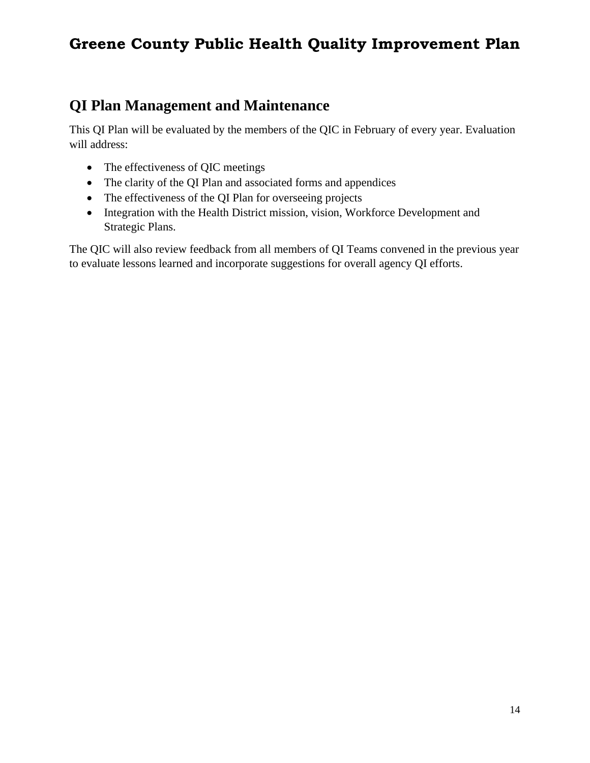## QI Plan Management and Maintenance

This QI Plan will be evaluated by the members of the QIC in February of every year. Evaluation will address:

- The effectiveness of QIC meetings
- The clarity of the QI Plan and associated forms and appendices
- The effectiveness of the QI Plan for overseeing projects
- Integration with the Health District mission, vision, Workforce Development and Strategic Plans.

The QIC will also review feedback from all members of QI Teams convened in the previous year to evaluate lessons learned and incorporate suggestions for overall agency QI efforts.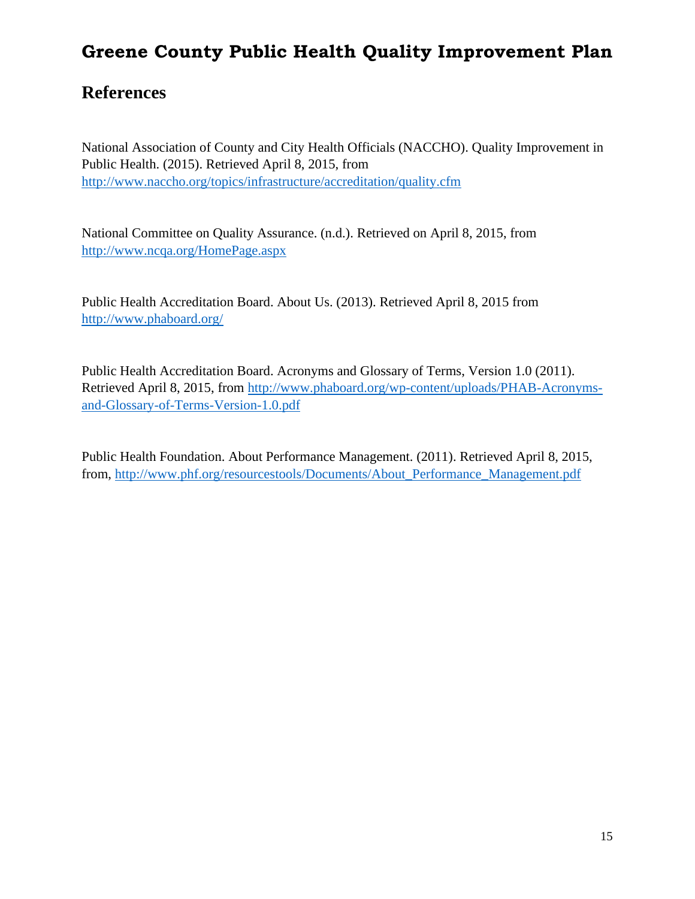# Greene County Public Health Quality Improvement Plan

## References

National Association of County and City Health Officials (NACCHO). Quality Improvement in Public Health. (2015). Retrieved April 8, 2015, from http://www.naccho.org/topics/infrastructure/accreditation/quality.cfm

National Committee on Quality Assurance. (n.d.). Retrieved on April 8, 2015, from http://www.ncqa.org/HomePage.aspx

Public Health Accreditation Board. About Us. (2013). Retrieved April 8, 2015 from http://www.phaboard.org/

Public Health Accreditation Board. Acronyms and Glossary of Terms, Version 1.0 (2011). Retrieved April 8, 2015, from http://www.phaboard.org/wp-content/uploads/PHAB-Acronyms-and-Glossary-of-Terms-Version-1.0.pdf

Public Health Foundation. About Performance Management. (2011). Retrieved April 8, 2015, from, http://www.phf.org/resourcestools/Documents/About_Performance_Management.pdf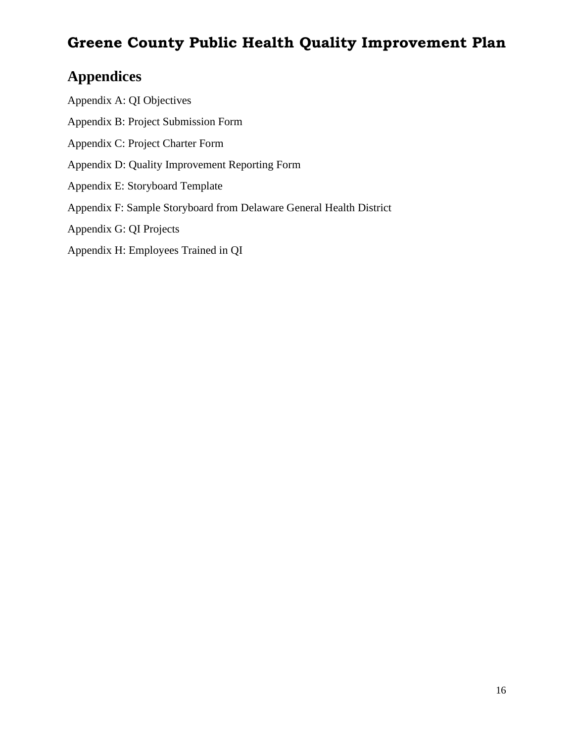# Greene County Public Health Quality Improvement Plan

## Appendices

Appendix A: QI Objectives

Appendix B: Project Submission Form

Appendix C: Project Charter Form

Appendix D: Quality Improvement Reporting Form

Appendix E: Storyboard Template

Appendix F: Sample Storyboard from Delaware General Health District

Appendix G: QI Projects

Appendix H: Employees Trained in QI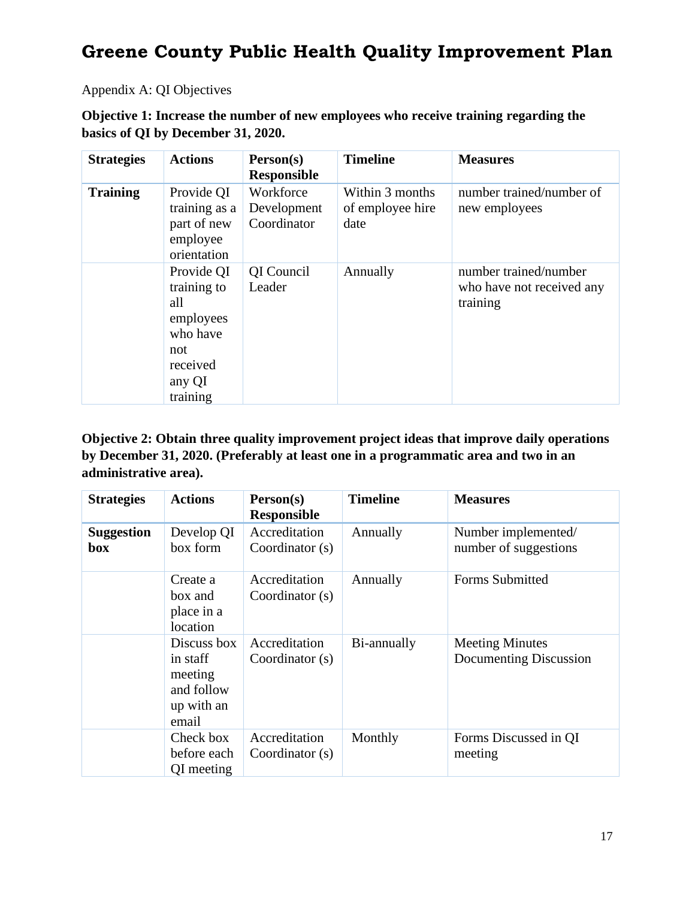# Greene County Public Health Quality Improvement Plan

Appendix A: QI Objectives

**Objective 1: Increase the number of new employees who receive training regarding the basics of QI by December 31, 2020.**

| Strategies | Actions | Person(s) Responsible | Timeline | Measures |
|---|---|---|---|---|
| **Training** | Provide QI training as a part of new employee orientation | Workforce Development Coordinator | Within 3 months of employee hire date | number trained/number of new employees |
| | Provide QI training to all employees who have not received any QI training | QI Council Leader | Annually | number trained/number who have not received any training |

**Objective 2: Obtain three quality improvement project ideas that improve daily operations by December 31, 2020. (Preferably at least one in a programmatic area and two in an administrative area).**

| Strategies | Actions | Person(s) Responsible | Timeline | Measures |
|---|---|---|---|---|
| **Suggestion box** | Develop QI box form | Accreditation Coordinator (s) | Annually | Number implemented/ number of suggestions |
| | Create a box and place in a location | Accreditation Coordinator (s) | Annually | Forms Submitted |
| | Discuss box in staff meeting and follow up with an email | Accreditation Coordinator (s) | Bi-annually | Meeting Minutes Documenting Discussion |
| | Check box before each QI meeting | Accreditation Coordinator (s) | Monthly | Forms Discussed in QI meeting |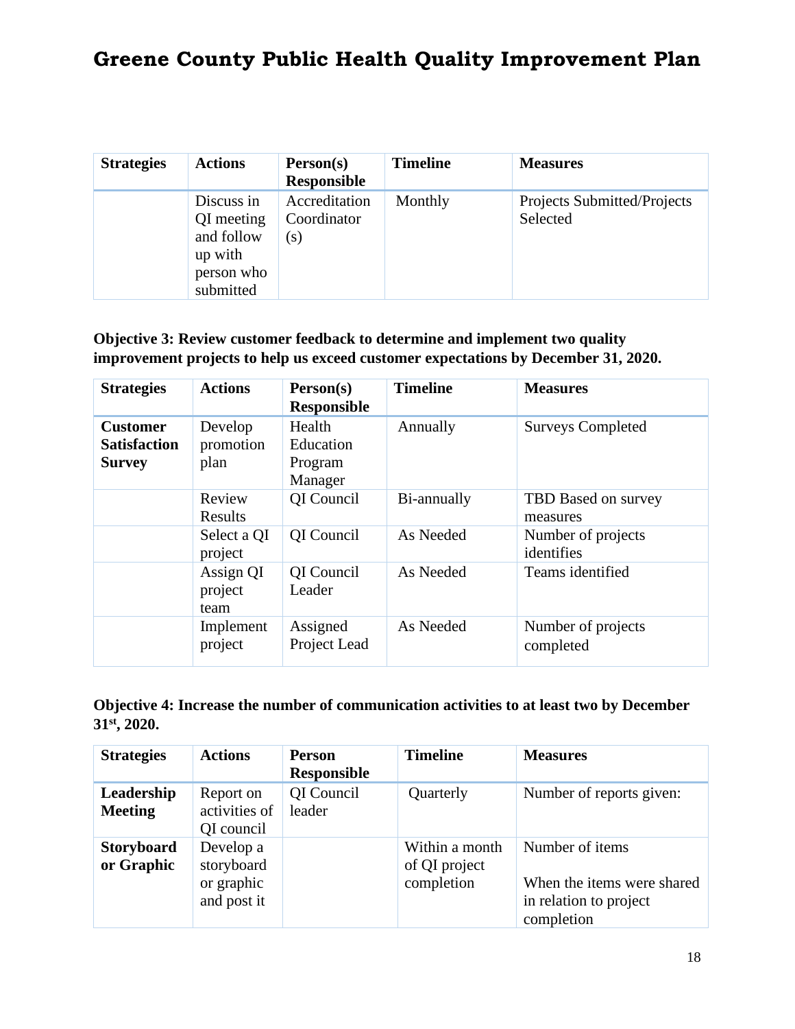# Greene County Public Health Quality Improvement Plan

| Strategies | Actions | Person(s) Responsible | Timeline | Measures |
|---|---|---|---|---|
| | Discuss in QI meeting and follow up with person who submitted | Accreditation Coordinator (s) | Monthly | Projects Submitted/Projects Selected |

**Objective 3: Review customer feedback to determine and implement two quality improvement projects to help us exceed customer expectations by December 31, 2020.**

| Strategies | Actions | Person(s) Responsible | Timeline | Measures |
|---|---|---|---|---|
| **Customer Satisfaction Survey** | Develop promotion plan | Health Education Program Manager | Annually | Surveys Completed |
| | Review Results | QI Council | Bi-annually | TBD Based on survey measures |
| | Select a QI project | QI Council | As Needed | Number of projects identifies |
| | Assign QI project team | QI Council Leader | As Needed | Teams identified |
| | Implement project | Assigned Project Lead | As Needed | Number of projects completed |

**Objective 4: Increase the number of communication activities to at least two by December 31st, 2020.**

| Strategies | Actions | Person Responsible | Timeline | Measures |
|---|---|---|---|---|
| **Leadership Meeting** | Report on activities of QI council | QI Council leader | Quarterly | Number of reports given: |
| **Storyboard or Graphic** | Develop a storyboard or graphic and post it | | Within a month of QI project completion | Number of items<br><br>When the items were shared in relation to project completion |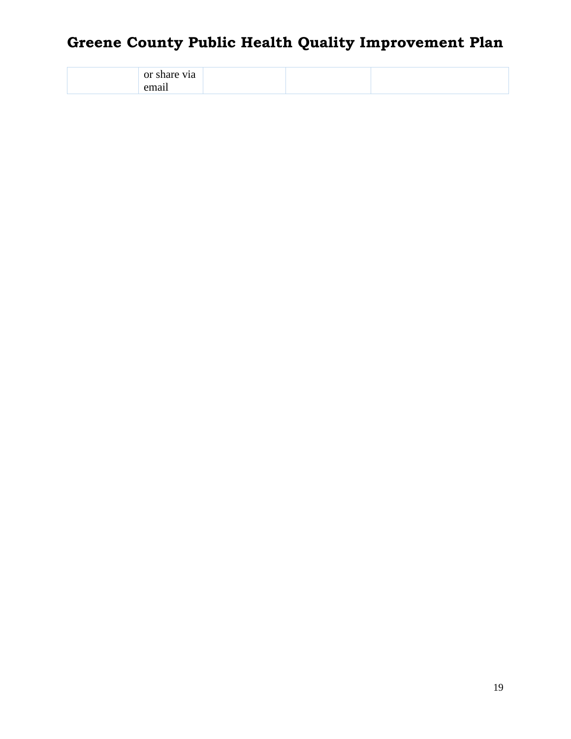|  | or share via email |  |  |  |
|---|---|---|---|---|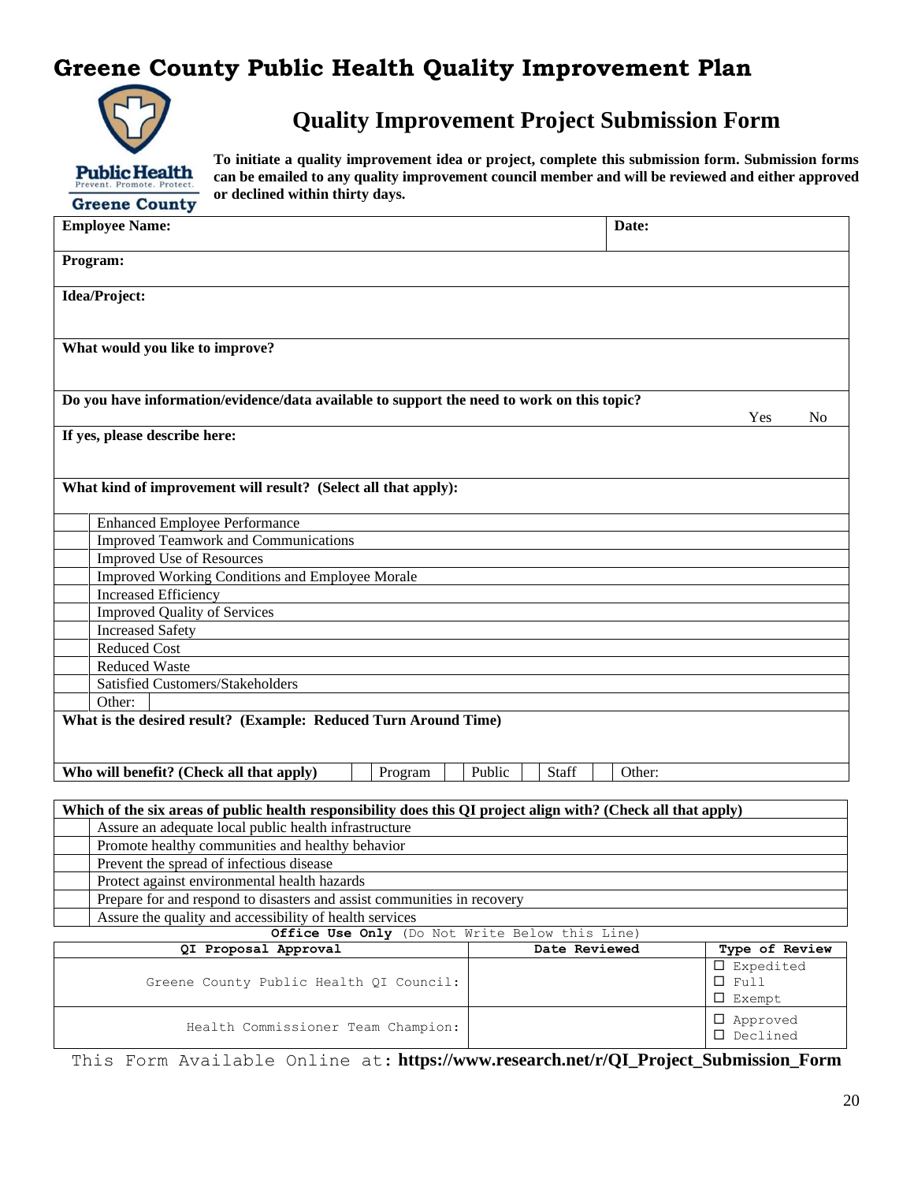# Greene County Public Health Quality Improvement Plan

Public Health
Prevent. Promote. Protect.
Greene County

## Quality Improvement Project Submission Form

**To initiate a quality improvement idea or project, complete this submission form. Submission forms can be emailed to any quality improvement council member and will be reviewed and either approved or declined within thirty days.**

| **Employee Name:** | **Date:** |
|---|---|
| **Program:** | |
| **Idea/Project:** | |
| **What would you like to improve?** | |
| **Do you have information/evidence/data available to support the need to work on this topic?** | Yes No |
| **If yes, please describe here:** | |

**What kind of improvement will result? (Select all that apply):**

| | |
|---|---|
| | Enhanced Employee Performance |
| | Improved Teamwork and Communications |
| | Improved Use of Resources |
| | Improved Working Conditions and Employee Morale |
| | Increased Efficiency |
| | Improved Quality of Services |
| | Increased Safety |
| | Reduced Cost |
| | Reduced Waste |
| | Satisfied Customers/Stakeholders |
| | Other: |

**What is the desired result? (Example: Reduced Turn Around Time)**

| **Who will benefit? (Check all that apply)** | | Program | | Public | | Staff | | Other: |
|---|---|---|---|---|---|---|---|---|

| | **Which of the six areas of public health responsibility does this QI project align with? (Check all that apply)** |
|---|---|
| | Assure an adequate local public health infrastructure |
| | Promote healthy communities and healthy behavior |
| | Prevent the spread of infectious disease |
| | Protect against environmental health hazards |
| | Prepare for and respond to disasters and assist communities in recovery |
| | Assure the quality and accessibility of health services |

**Office Use Only** (Do Not Write Below this Line)

| QI Proposal Approval | Date Reviewed | Type of Review |
|---|---|---|
| Greene County Public Health QI Council: | | ☐ Expedited ☐ Full ☐ Exempt |
| Health Commissioner Team Champion: | | ☐ Approved ☐ Declined |

This Form Available Online at: **https://www.research.net/r/QI_Project_Submission_Form**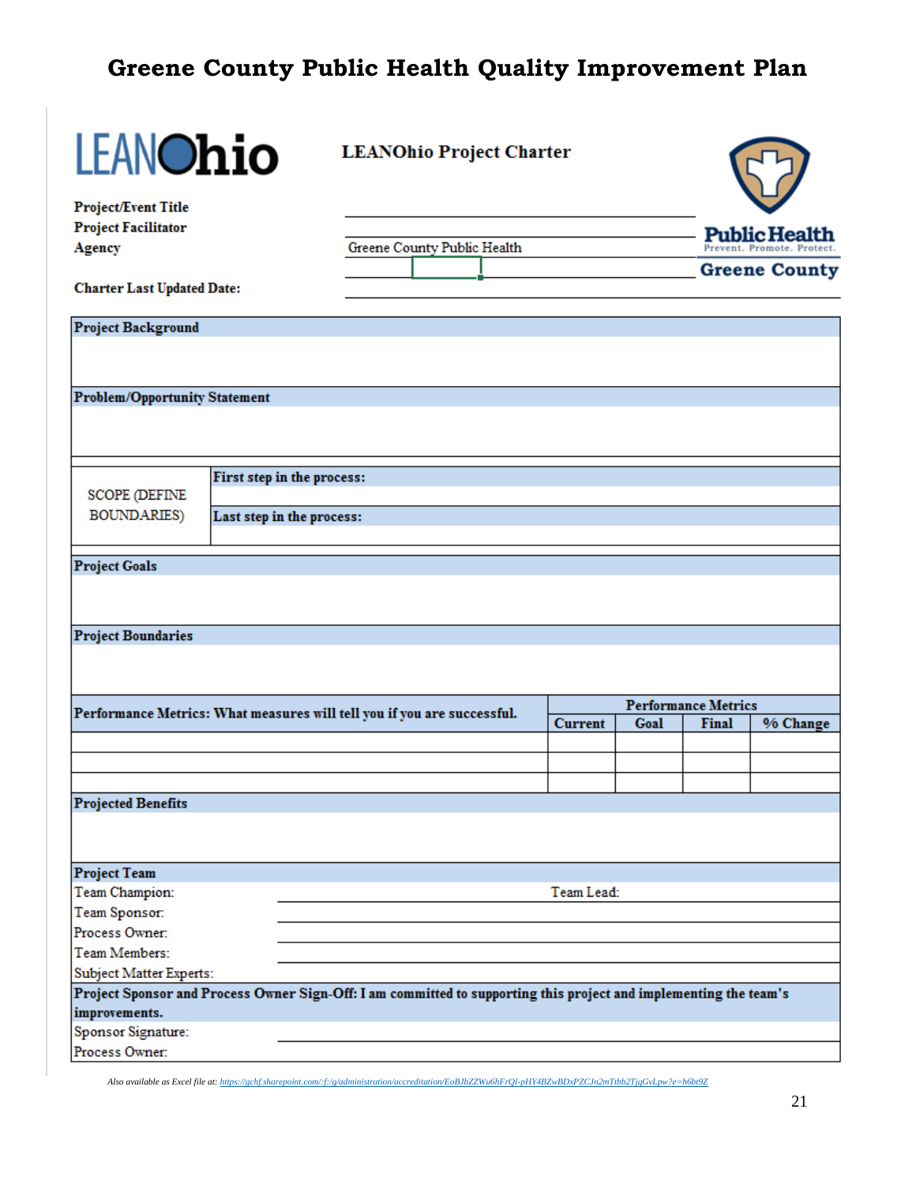# Greene County Public Health Quality Improvement Plan

LEANOhio

**LEANOhio Project Charter**

Public Health
Prevent. Promote. Protect.
Greene County

**Project/Event Title** ______________________

**Project Facilitator** ______________________

**Agency** Greene County Public Health

**Charter Last Updated Date:** ______________________

**Project Background**

**Problem/Opportunity Statement**

| SCOPE (DEFINE BOUNDARIES) | **First step in the process:** |
|---|---|
| | |
| | **Last step in the process:** |
| | |

**Project Goals**

**Project Boundaries**

| **Performance Metrics: What measures will tell you if you are successful.** | **Performance Metrics** | | | |
|---|---|---|---|---|
| | **Current** | **Goal** | **Final** | **% Change** |
| | | | | |
| | | | | |
| | | | | |

**Projected Benefits**

**Project Team**

Team Champion: ______________________ Team Lead: ______________________

Team Sponsor: ______________________

Process Owner: ______________________

Team Members: ______________________

Subject Matter Experts: ______________________

**Project Sponsor and Process Owner Sign-Off: I am committed to supporting this project and implementing the team's improvements.**

Sponsor Signature: ______________________

Process Owner: ______________________

*Also available as Excel file at: https://gchf.sharepoint.com/:f:/g/administration/accreditation/EoBJbZZWu6hFrQI-pHY4BZwBDxPZCJn2mTtbb2TjqGvLpw?e=h6bt9Z*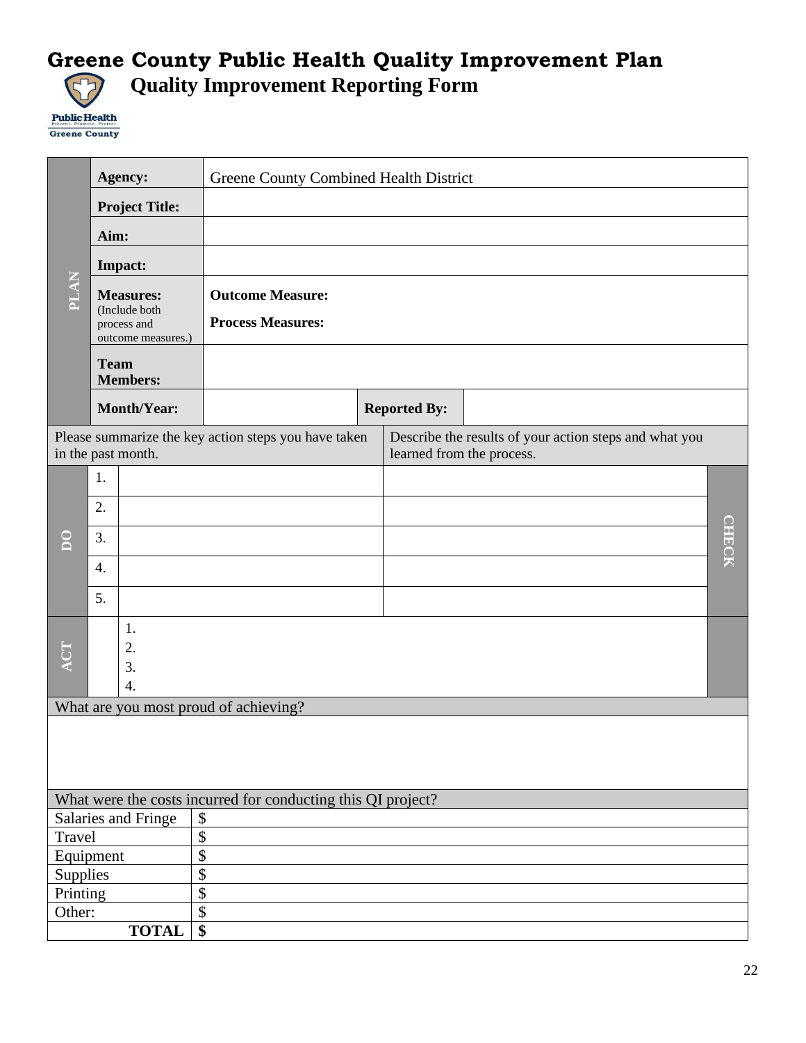# Greene County Public Health Quality Improvement Plan

## Quality Improvement Reporting Form

| | | |
|---|---|---|
| PLAN | **Agency:** | Greene County Combined Health District |
| | **Project Title:** | |
| | **Aim:** | |
| | **Impact:** | |
| | **Measures:** (Include both process and outcome measures.) | **Outcome Measure:** <br> **Process Measures:** |
| | **Team Members:** | |
| | **Month/Year:** | **Reported By:** |

| | Please summarize the key action steps you have taken in the past month. | Describe the results of your action steps and what you learned from the process. | |
|---|---|---|---|
| DO | 1. | | CHECK |
| | 2. | | |
| | 3. | | |
| | 4. | | |
| | 5. | | |
| ACT | 1.<br>2.<br>3.<br>4. | | |

| What are you most proud of achieving? |
|---|
| |

| What were the costs incurred for conducting this QI project? | |
|---|---|
| Salaries and Fringe | $ |
| Travel | $ |
| Equipment | $ |
| Supplies | $ |
| Printing | $ |
| Other: | $ |
| **TOTAL** | **$** |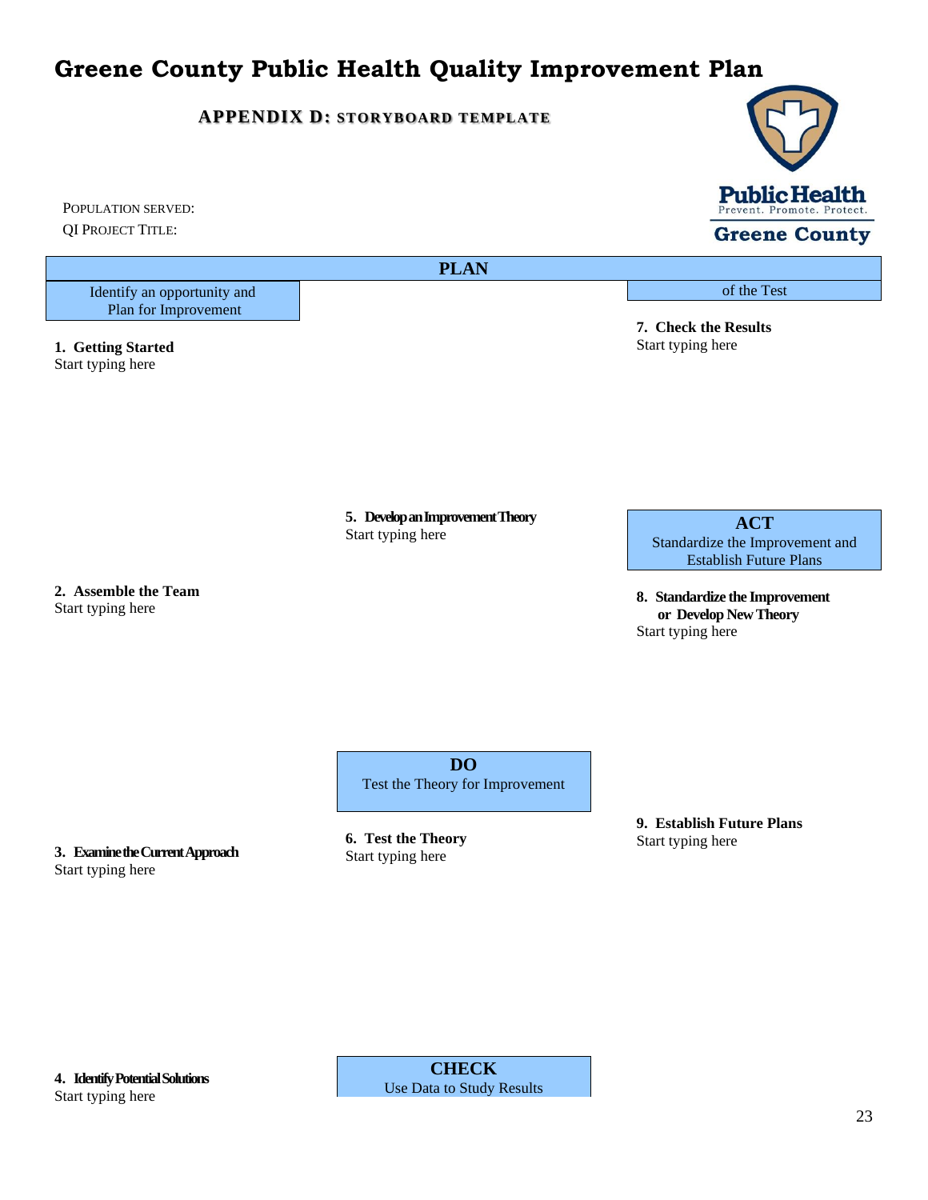# Greene County Public Health Quality Improvement Plan

## APPENDIX D: STORYBOARD TEMPLATE

POPULATION SERVED:

QI PROJECT TITLE:

## PLAN

**Identify an opportunity and Plan for Improvement**

**1. Getting Started**
Start typing here

**2. Assemble the Team**
Start typing here

**3. Examine the Current Approach**
Start typing here

**4. Identify Potential Solutions**
Start typing here

**5. Develop an Improvement Theory**
Start typing here

## DO

**Test the Theory for Improvement**

**6. Test the Theory**
Start typing here

## CHECK

**Use Data to Study Results of the Test**

**7. Check the Results**
Start typing here

## ACT

**Standardize the Improvement and Establish Future Plans**

**8. Standardize the Improvement or Develop New Theory**
Start typing here

**9. Establish Future Plans**
Start typing here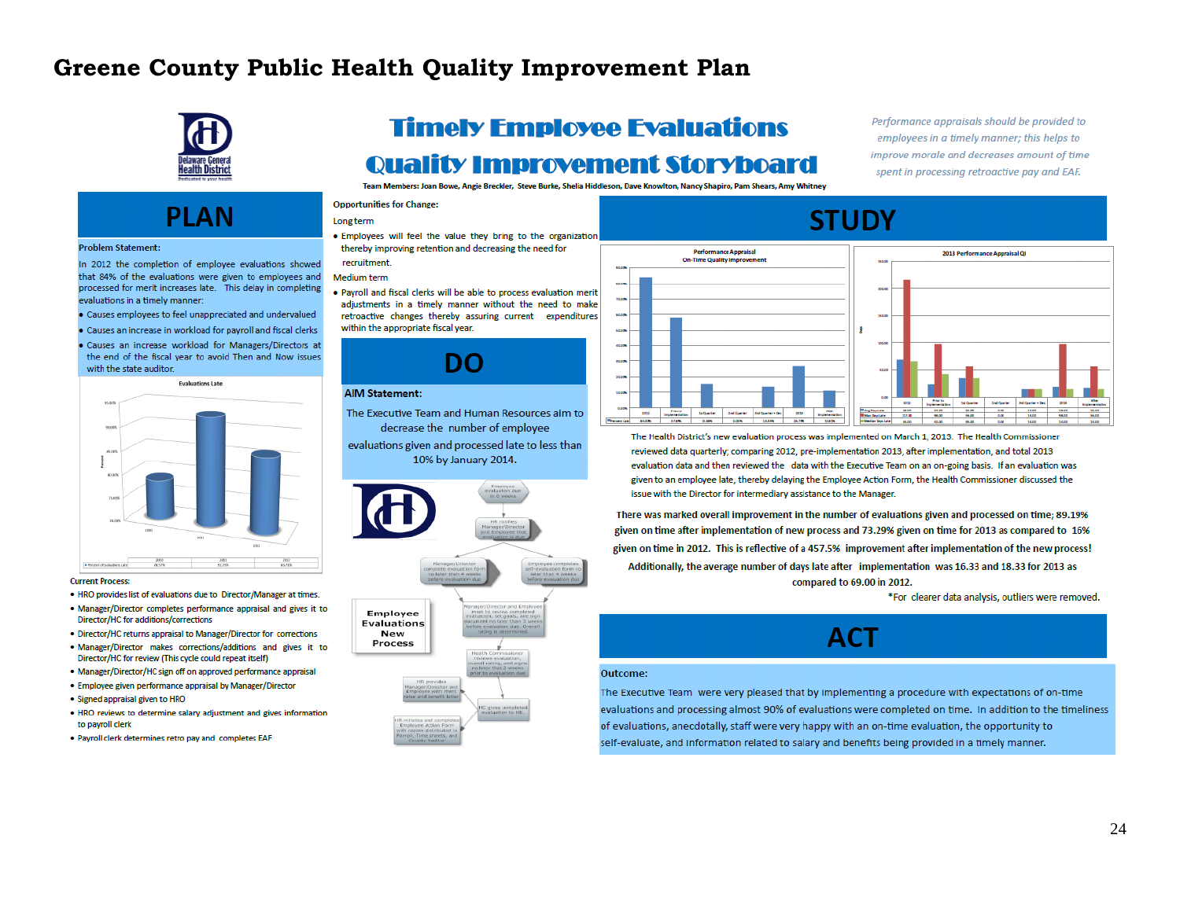# Greene County Public Health Quality Improvement Plan

## Timely Employee Evaluations Quality Improvement Storyboard

Team Members: Joan Bowe, Angie Breckler, Steve Burke, Shelia Hiddleson, Dave Knowlton, Nancy Shapiro, Pam Shears, Amy Whitney

*Performance appraisals should be provided to employees in a timely manner; this helps to improve morale and decreases amount of time spent in processing retroactive pay and EAF.*

## PLAN

**Problem Statement:**

In 2012 the completion of employee evaluations showed that 84% of the evaluations were given to employees and processed for merit increases late. This delay in completing evaluations in a timely manner:

- Causes employees to feel unappreciated and undervalued
- Causes an increase in workload for payroll and fiscal clerks
- Causes an increase workload for Managers/Directors at the end of the fiscal year to avoid Then and Now issues with the state auditor.

Evaluations Late

| | 2010 | 2011 | 2012 |
|---|---|---|---|
| Percent of Evaluations Late | 78.57% | 91.29% | 83.71% |

**Current Process:**

- HRO provides list of evaluations due to Director/Manager at times.
- Manager/Director completes performance appraisal and gives it to Director/HC for additions/corrections
- Director/HC returns appraisal to Manager/Director for corrections
- Manager/Director makes corrections/additions and gives it to Director/HC for review (This cycle could repeat itself)
- Manager/Director/HC sign off on approved performance appraisal
- Employee given performance appraisal by Manager/Director
- Signed appraisal given to HRO
- HRO reviews to determine salary adjustment and gives information to payroll clerk
- Payroll clerk determines retro pay and completes EAF

**Opportunities for Change:**

Long term

- Employees will feel the value they bring to the organization thereby improving retention and decreasing the need for recruitment.

Medium term

- Payroll and fiscal clerks will be able to process evaluation merit adjustments in a timely manner without the need to make retroactive changes thereby assuring current expenditures within the appropriate fiscal year.

## DO

**AIM Statement:**

The Executive Team and Human Resources aim to decrease the number of employee evaluations given and processed late to less than 10% by January 2014.

**Employee Evaluations New Process**

- Employee evaluation due in 6 weeks
- HR notifies Manager/Director and employee that evaluation is due
- Manager/Director complete evaluation form no later than 4 weeks before evaluation due
- Employee completes self-evaluation form no later than 4 weeks before evaluation due
- Manager/Director and Employee meet to review completed evaluation, set goals, and sign document no later than 3 weeks before evaluation due. Overall rating is determined.
- Health Commissioner reviews evaluation, overall rating, and signs no later than 2 weeks prior to evaluation due
- HC gives completed evaluation to HR
- HR provides Manager/Director and Employee with merit raise and benefit letter
- HR initiates and completes Employee Action Form with copies distributed to Payroll, Time sheets, and County Auditor

## STUDY

Performance Appraisal On-Time Quality Improvement

| | 2012 | Prior to Implementation | 1st Quarter | 2nd Quarter | 3rd Quarter + Dec | 2013 | After Implementation |
|---|---|---|---|---|---|---|---|
| Percent Late | 84.00% | 57.8% | 15.38% | 0.00% | 13.3% | 26.7% | 10.8% |

2013 Performance Appraisal QI

| | 2012 | Prior to Implementation | 1st Quarter | 2nd Quarter | 3rd Quarter + Dec | 2013 | After Implementation |
|---|---|---|---|---|---|---|---|
| Avg Days Late | 69.00 | 24.00 | 36.00 | 0.00 | 14.00 | 18.33 | 16.33 |
| Max Days Late | 217.00 | 98.00 | 56.00 | 0.00 | 14.00 | 98.00 | 56.00 |
| Median Days Late | 66.00 | 42.00 | 36.00 | 0.00 | 14.00 | 14.00 | 14.00 |

The Health District's new evaluation process was implemented on March 1, 2013. The Health Commissioner reviewed data quarterly; comparing 2012, pre-implementation 2013, after implementation, and total 2013 evaluation data and then reviewed the data with the Executive Team on an on-going basis. If an evaluation was given to an employee late, thereby delaying the Employee Action Form, the Health Commissioner discussed the issue with the Director for intermediary assistance to the Manager.

**There was marked overall improvement in the number of evaluations given and processed on time; 89.19% given on time after implementation of new process and 73.29% given on time for 2013 as compared to 16% given on time in 2012. This is reflective of a 457.5% improvement after implementation of the new process! Additionally, the average number of days late after implementation was 16.33 and 18.33 for 2013 as compared to 69.00 in 2012.**

*For clearer data analysis, outliers were removed.

## ACT

**Outcome:**

The Executive Team were very pleased that by implementing a procedure with expectations of on-time evaluations and processing almost 90% of evaluations were completed on time. In addition to the timeliness of evaluations, anecdotally, staff were very happy with an on-time evaluation, the opportunity to self-evaluate, and information related to salary and benefits being provided in a timely manner.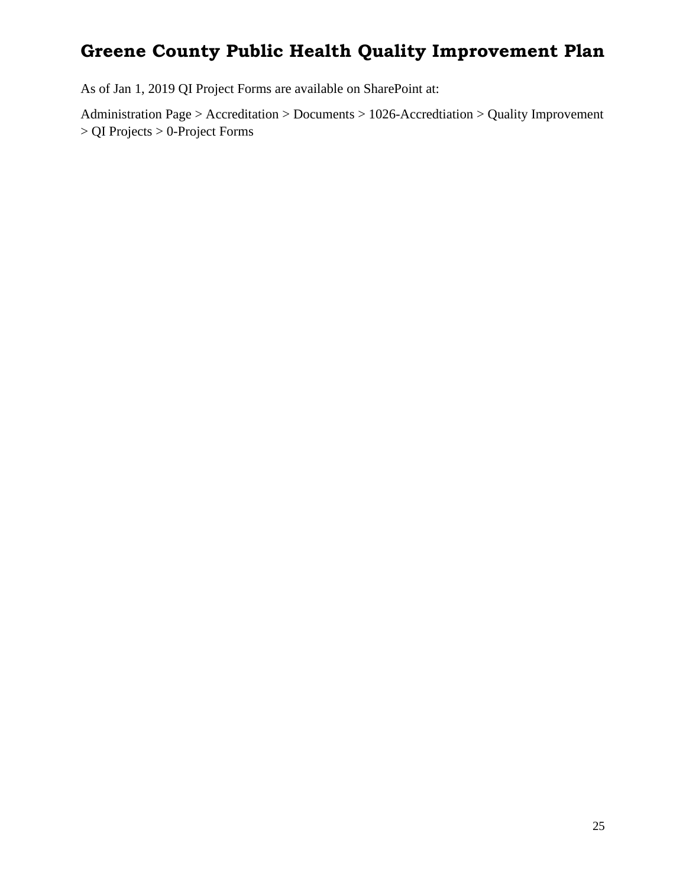# Greene County Public Health Quality Improvement Plan

As of Jan 1, 2019 QI Project Forms are available on SharePoint at:

Administration Page > Accreditation > Documents > 1026-Accredtiation > Quality Improvement > QI Projects > 0-Project Forms